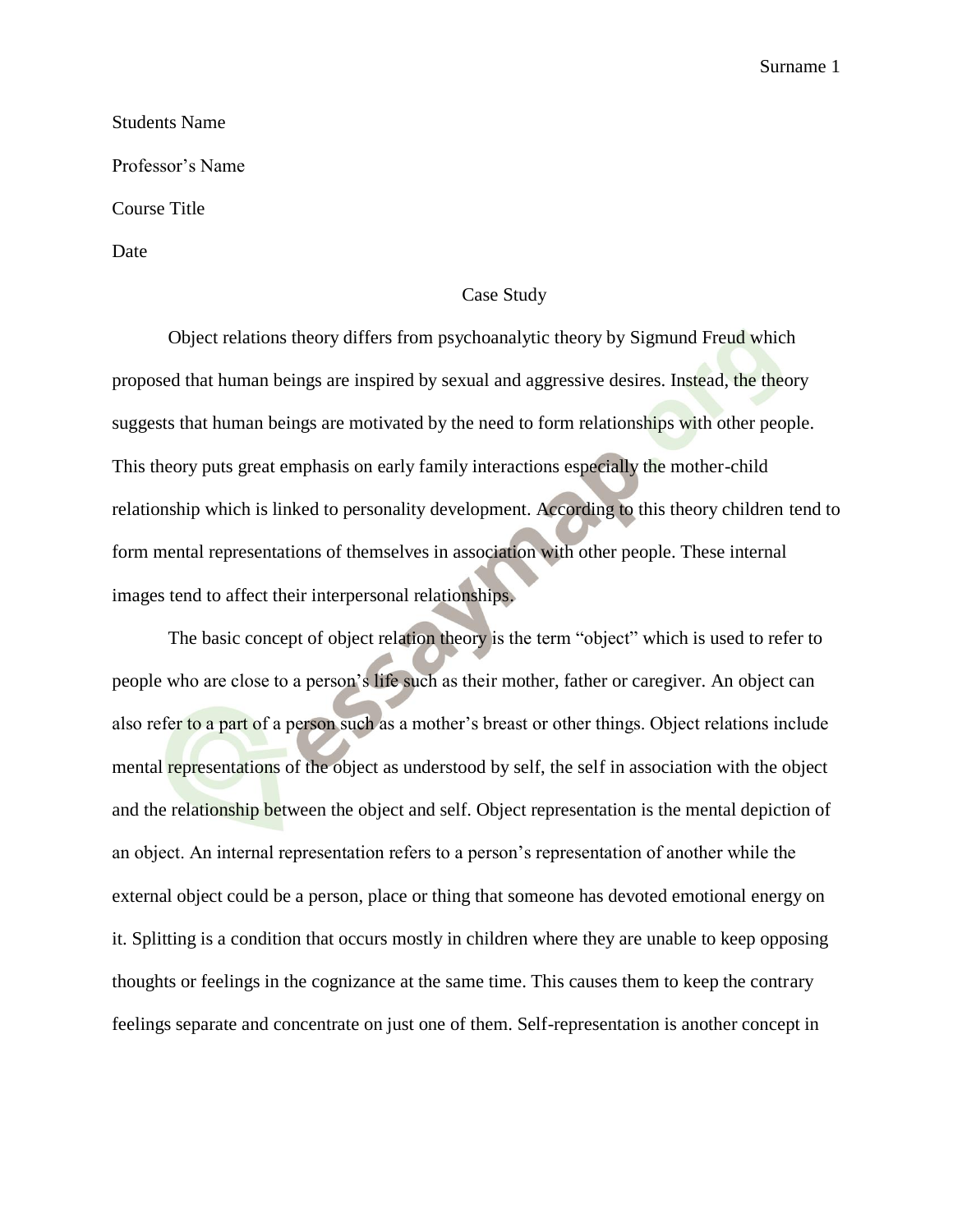Students Name

Professor's Name

Course Title

Date

# Case Study

Object relations theory differs from psychoanalytic theory by Sigmund Freud which proposed that human beings are inspired by sexual and aggressive desires. Instead, the theory suggests that human beings are motivated by the need to form relationships with other people. This theory puts great emphasis on early family interactions especially the mother-child relationship which is linked to personality development. According to this theory children tend to form mental representations of themselves in association with other people. These internal images tend to affect their interpersonal relationships.

The basic concept of object relation theory is the term "object" which is used to refer to people who are close to a person's life such as their mother, father or caregiver. An object can also refer to a part of a person such as a mother's breast or other things. Object relations include mental representations of the object as understood by self, the self in association with the object and the relationship between the object and self. Object representation is the mental depiction of an object. An internal representation refers to a person's representation of another while the external object could be a person, place or thing that someone has devoted emotional energy on it. Splitting is a condition that occurs mostly in children where they are unable to keep opposing thoughts or feelings in the cognizance at the same time. This causes them to keep the contrary feelings separate and concentrate on just one of them. Self-representation is another concept in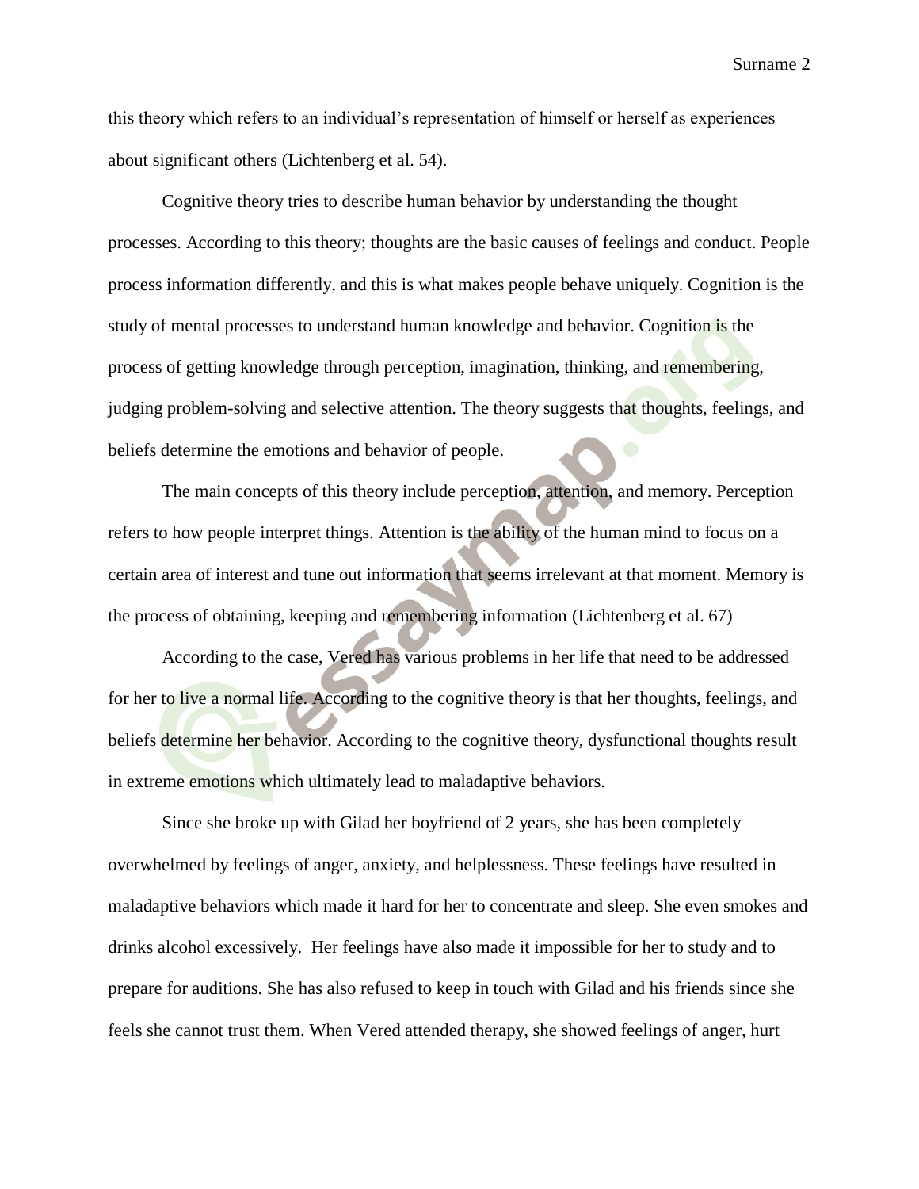this theory which refers to an individual's representation of himself or herself as experiences about significant others (Lichtenberg et al. 54).

Cognitive theory tries to describe human behavior by understanding the thought processes. According to this theory; thoughts are the basic causes of feelings and conduct. People process information differently, and this is what makes people behave uniquely. Cognition is the study of mental processes to understand human knowledge and behavior. Cognition is the process of getting knowledge through perception, imagination, thinking, and remembering, judging problem-solving and selective attention. The theory suggests that thoughts, feelings, and beliefs determine the emotions and behavior of people.

The main concepts of this theory include perception, attention, and memory. Perception refers to how people interpret things. Attention is the ability of the human mind to focus on a certain area of interest and tune out information that seems irrelevant at that moment. Memory is the process of obtaining, keeping and remembering information (Lichtenberg et al. 67)

According to the case, Vered has various problems in her life that need to be addressed for her to live a normal life. According to the cognitive theory is that her thoughts, feelings, and beliefs determine her behavior. According to the cognitive theory, dysfunctional thoughts result in extreme emotions which ultimately lead to maladaptive behaviors.

Since she broke up with Gilad her boyfriend of 2 years, she has been completely overwhelmed by feelings of anger, anxiety, and helplessness. These feelings have resulted in maladaptive behaviors which made it hard for her to concentrate and sleep. She even smokes and drinks alcohol excessively. Her feelings have also made it impossible for her to study and to prepare for auditions. She has also refused to keep in touch with Gilad and his friends since she feels she cannot trust them. When Vered attended therapy, she showed feelings of anger, hurt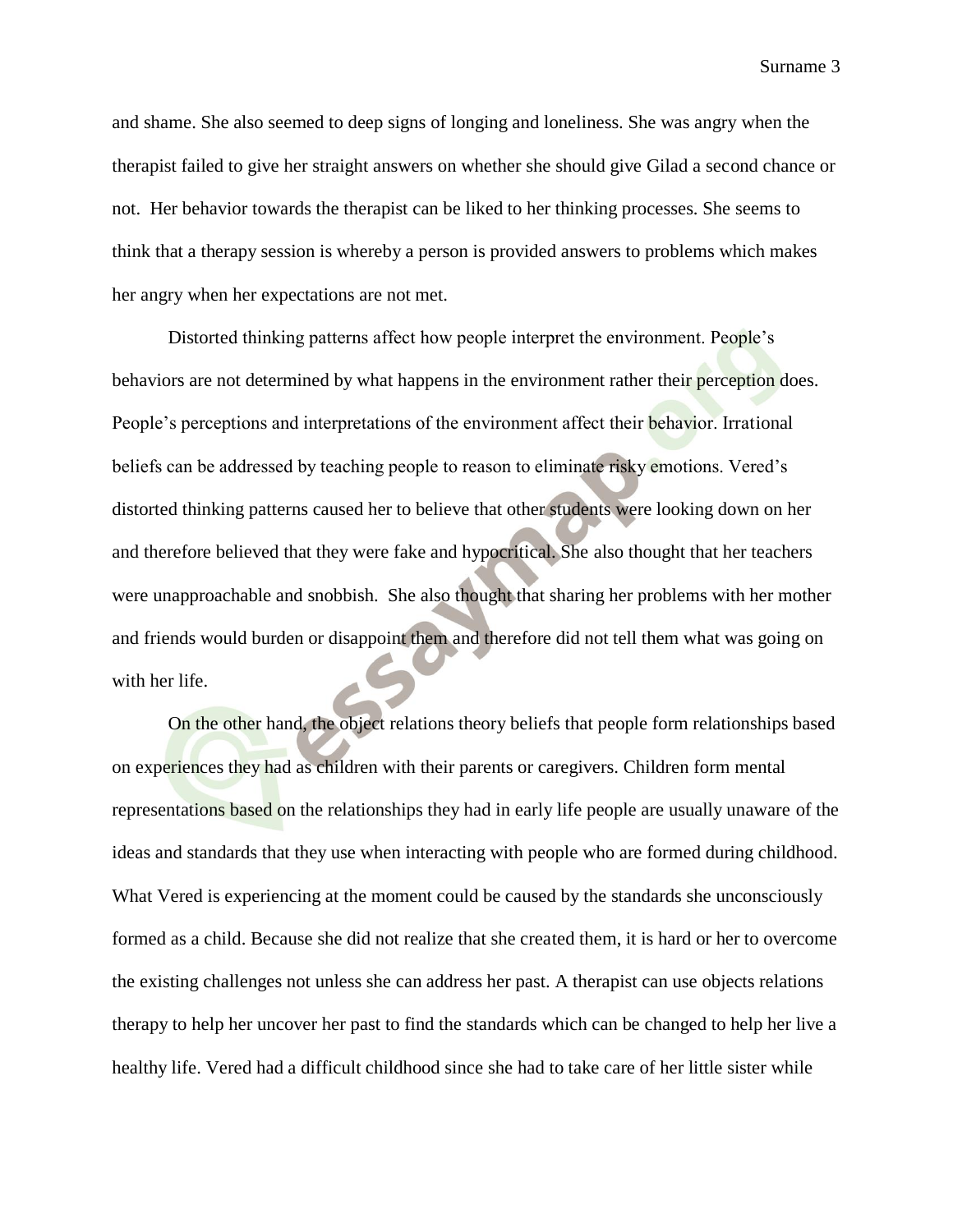and shame. She also seemed to deep signs of longing and loneliness. She was angry when the therapist failed to give her straight answers on whether she should give Gilad a second chance or not. Her behavior towards the therapist can be liked to her thinking processes. She seems to think that a therapy session is whereby a person is provided answers to problems which makes her angry when her expectations are not met.

Distorted thinking patterns affect how people interpret the environment. People's behaviors are not determined by what happens in the environment rather their perception does. People's perceptions and interpretations of the environment affect their behavior. Irrational beliefs can be addressed by teaching people to reason to eliminate risky emotions. Vered's distorted thinking patterns caused her to believe that other students were looking down on her and therefore believed that they were fake and hypocritical. She also thought that her teachers were unapproachable and snobbish. She also thought that sharing her problems with her mother and friends would burden or disappoint them and therefore did not tell them what was going on with her life.

On the other hand, the object relations theory beliefs that people form relationships based on experiences they had as children with their parents or caregivers. Children form mental representations based on the relationships they had in early life people are usually unaware of the ideas and standards that they use when interacting with people who are formed during childhood. What Vered is experiencing at the moment could be caused by the standards she unconsciously formed as a child. Because she did not realize that she created them, it is hard or her to overcome the existing challenges not unless she can address her past. A therapist can use objects relations therapy to help her uncover her past to find the standards which can be changed to help her live a healthy life. Vered had a difficult childhood since she had to take care of her little sister while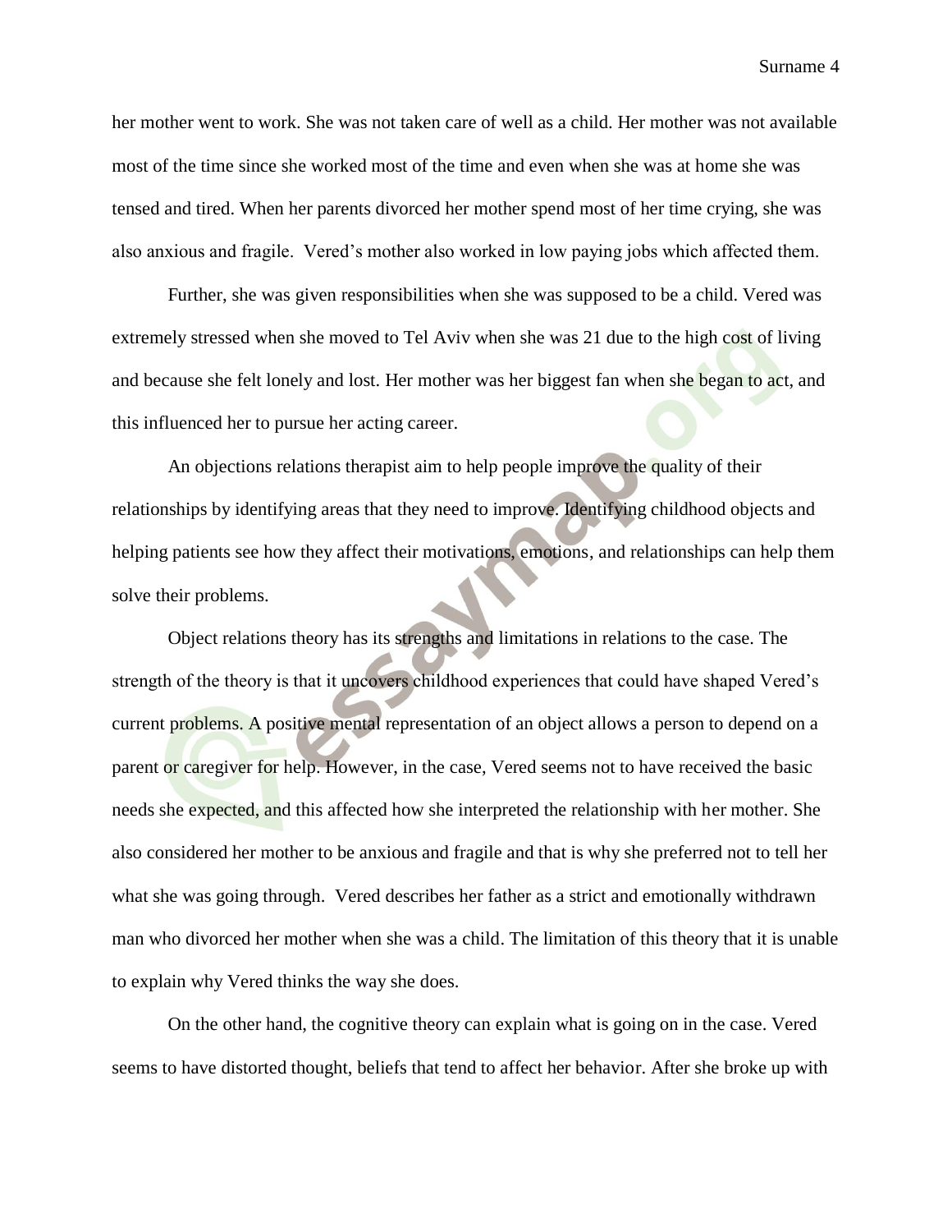her mother went to work. She was not taken care of well as a child. Her mother was not available most of the time since she worked most of the time and even when she was at home she was tensed and tired. When her parents divorced her mother spend most of her time crying, she was also anxious and fragile.  Vered's mother also worked in low paying jobs which affected them.

Further, she was given responsibilities when she was supposed to be a child. Vered was extremely stressed when she moved to Tel Aviv when she was 21 due to the high cost of living and because she felt lonely and lost. Her mother was her biggest fan when she began to act, and this influenced her to pursue her acting career.

An objections relations therapist aim to help people improve the quality of their relationships by identifying areas that they need to improve. Identifying childhood objects and helping patients see how they affect their motivations, emotions, and relationships can help them solve their problems.

Object relations theory has its strengths and limitations in relations to the case. The strength of the theory is that it uncovers childhood experiences that could have shaped Vered's current problems. A positive mental representation of an object allows a person to depend on a parent or caregiver for help. However, in the case, Vered seems not to have received the basic needs she expected, and this affected how she interpreted the relationship with her mother. She also considered her mother to be anxious and fragile and that is why she preferred not to tell her what she was going through.  Vered describes her father as a strict and emotionally withdrawn man who divorced her mother when she was a child. The limitation of this theory that it is unable to explain why Vered thinks the way she does.

On the other hand, the cognitive theory can explain what is going on in the case. Vered seems to have distorted thought, beliefs that tend to affect her behavior. After she broke up with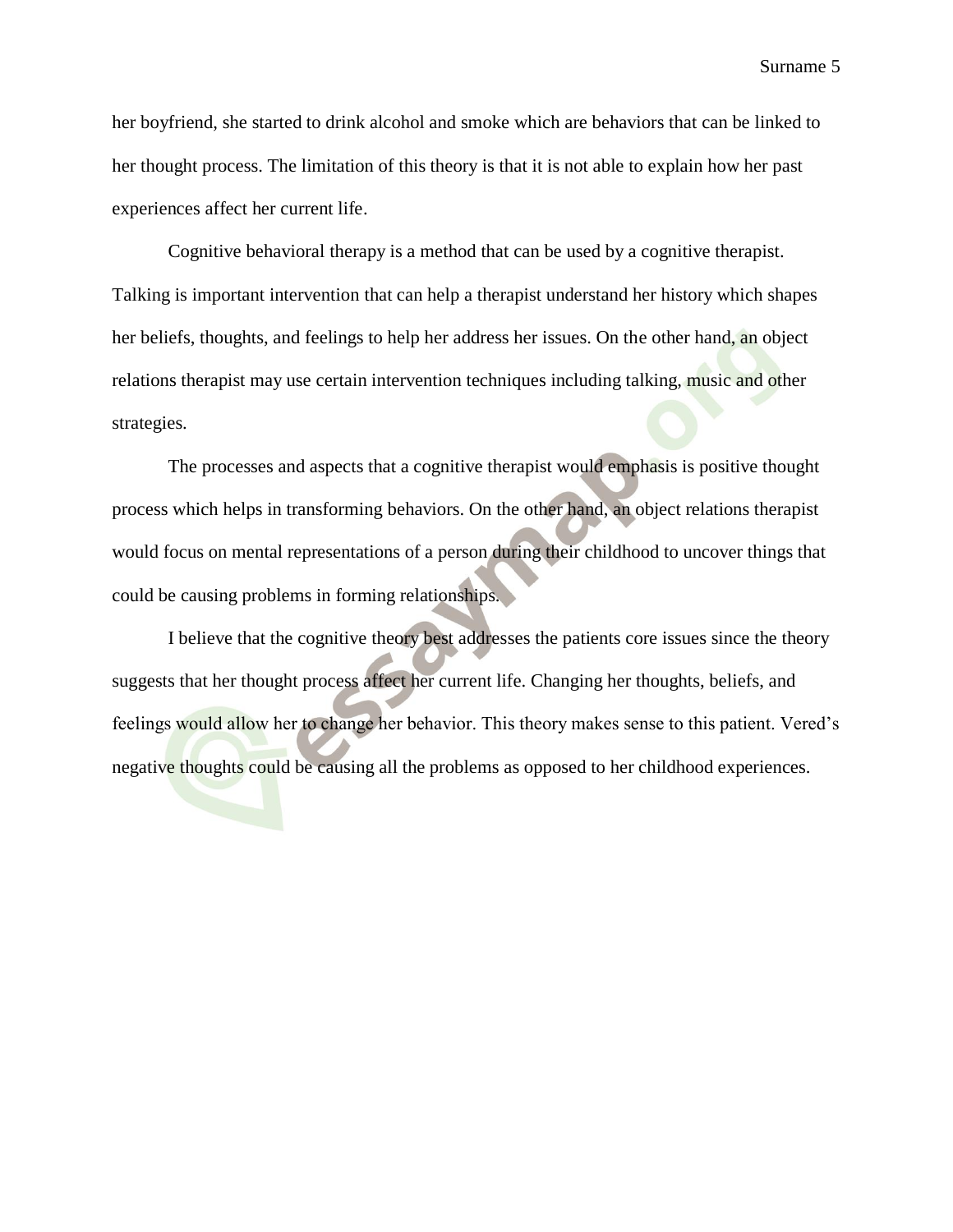her boyfriend, she started to drink alcohol and smoke which are behaviors that can be linked to her thought process. The limitation of this theory is that it is not able to explain how her past experiences affect her current life.

Cognitive behavioral therapy is a method that can be used by a cognitive therapist. Talking is important intervention that can help a therapist understand her history which shapes her beliefs, thoughts, and feelings to help her address her issues. On the other hand, an object relations therapist may use certain intervention techniques including talking, music and other strategies.

The processes and aspects that a cognitive therapist would emphasis is positive thought process which helps in transforming behaviors. On the other hand, an object relations therapist would focus on mental representations of a person during their childhood to uncover things that could be causing problems in forming relationships.

I believe that the cognitive theory best addresses the patients core issues since the theory suggests that her thought process affect her current life. Changing her thoughts, beliefs, and feelings would allow her to change her behavior. This theory makes sense to this patient. Vered's negative thoughts could be causing all the problems as opposed to her childhood experiences.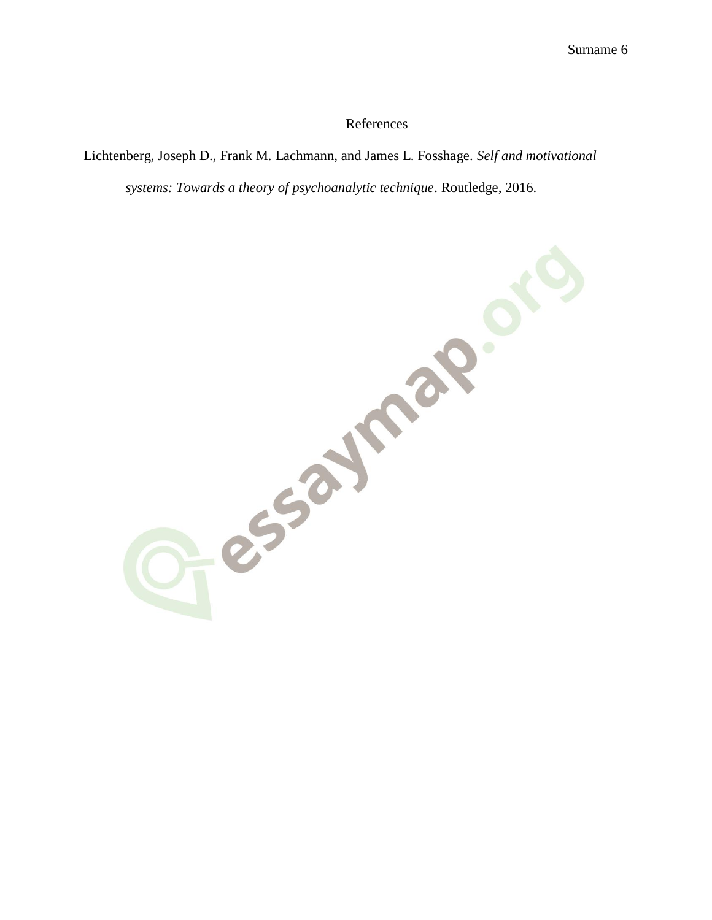# References

Lichtenberg, Joseph D., Frank M. Lachmann, and James L. Fosshage. *Self and motivational systems: Towards a theory of psychoanalytic technique*. Routledge, 2016.